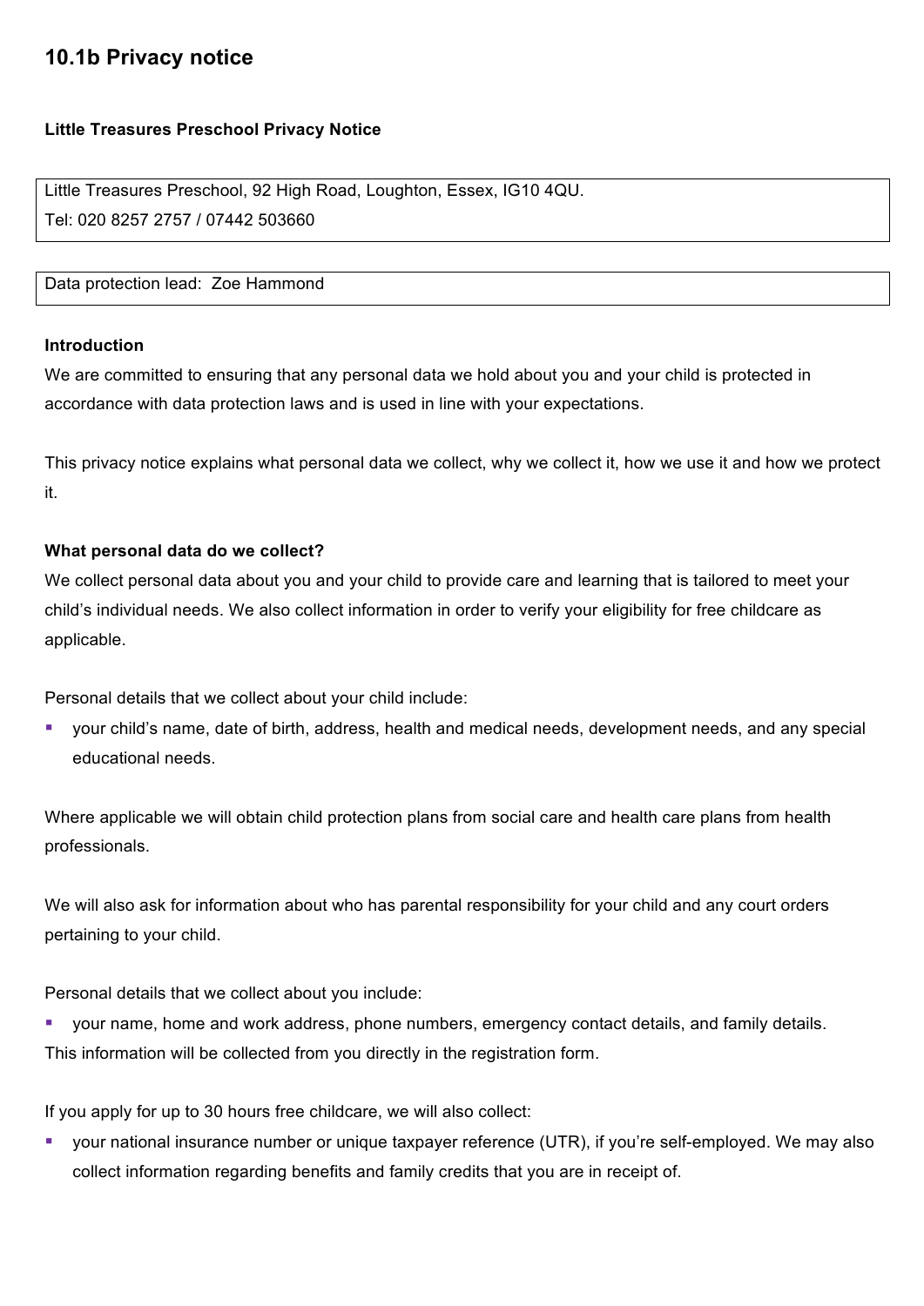# 10.1b Privacy notice

**Little Treasures Preschool Privacy Notice**

Little Treasures Preschool, 92 High Road, Loughton, Essex, IG10 4QU.
Tel: 020 8257 2757 / 07442 503660

Data protection lead: Zoe Hammond

**Introduction**

We are committed to ensuring that any personal data we hold about you and your child is protected in accordance with data protection laws and is used in line with your expectations.

This privacy notice explains what personal data we collect, why we collect it, how we use it and how we protect it.

**What personal data do we collect?**

We collect personal data about you and your child to provide care and learning that is tailored to meet your child's individual needs. We also collect information in order to verify your eligibility for free childcare as applicable.

Personal details that we collect about your child include:

- your child's name, date of birth, address, health and medical needs, development needs, and any special educational needs.

Where applicable we will obtain child protection plans from social care and health care plans from health professionals.

We will also ask for information about who has parental responsibility for your child and any court orders pertaining to your child.

Personal details that we collect about you include:

- your name, home and work address, phone numbers, emergency contact details, and family details.

This information will be collected from you directly in the registration form.

If you apply for up to 30 hours free childcare, we will also collect:

- your national insurance number or unique taxpayer reference (UTR), if you're self-employed. We may also collect information regarding benefits and family credits that you are in receipt of.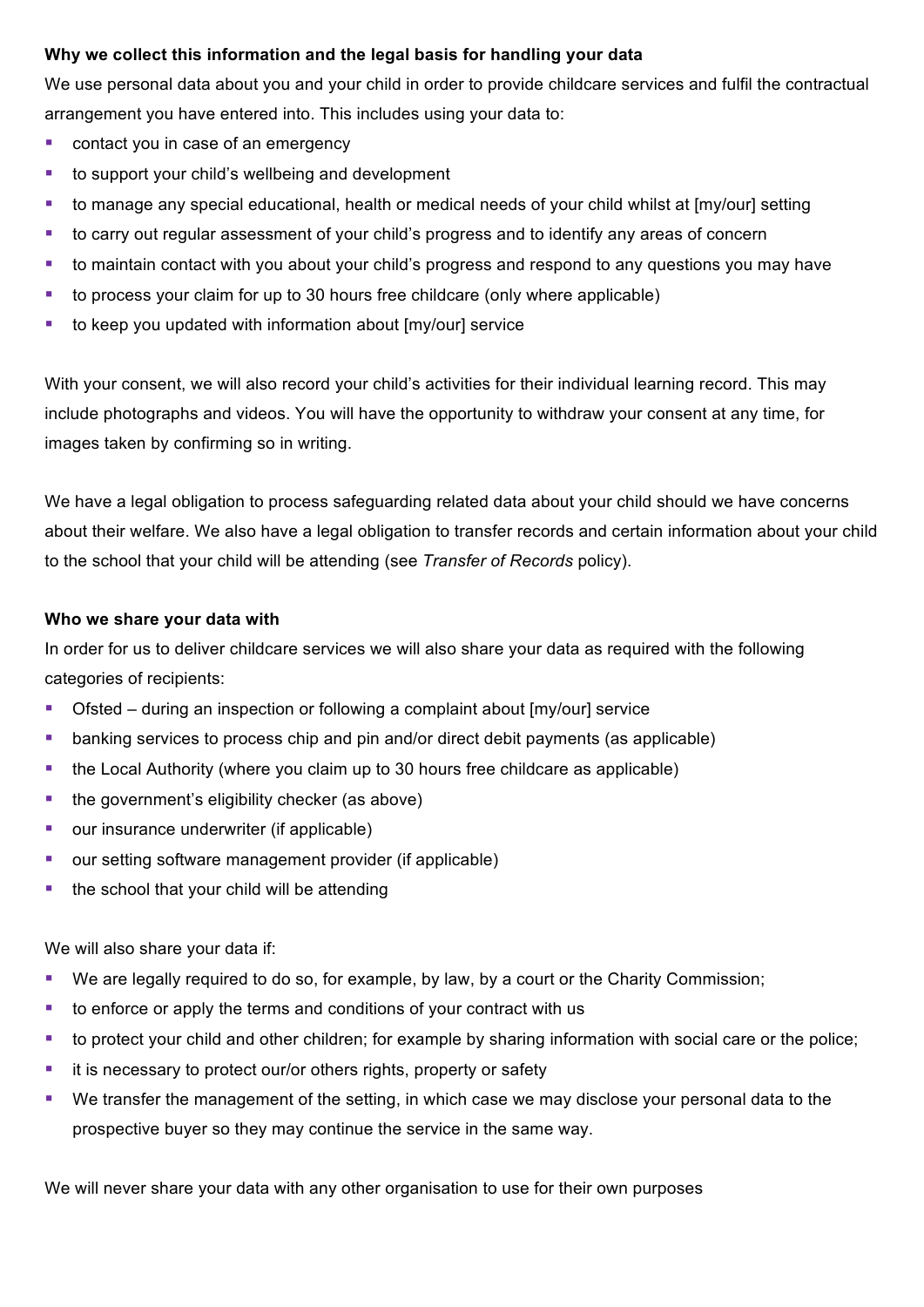**Why we collect this information and the legal basis for handling your data**

We use personal data about you and your child in order to provide childcare services and fulfil the contractual arrangement you have entered into. This includes using your data to:

- contact you in case of an emergency
- to support your child's wellbeing and development
- to manage any special educational, health or medical needs of your child whilst at [my/our] setting
- to carry out regular assessment of your child's progress and to identify any areas of concern
- to maintain contact with you about your child's progress and respond to any questions you may have
- to process your claim for up to 30 hours free childcare (only where applicable)
- to keep you updated with information about [my/our] service

With your consent, we will also record your child's activities for their individual learning record. This may include photographs and videos. You will have the opportunity to withdraw your consent at any time, for images taken by confirming so in writing.

We have a legal obligation to process safeguarding related data about your child should we have concerns about their welfare. We also have a legal obligation to transfer records and certain information about your child to the school that your child will be attending (see *Transfer of Records* policy).

**Who we share your data with**

In order for us to deliver childcare services we will also share your data as required with the following categories of recipients:

- Ofsted – during an inspection or following a complaint about [my/our] service
- banking services to process chip and pin and/or direct debit payments (as applicable)
- the Local Authority (where you claim up to 30 hours free childcare as applicable)
- the government's eligibility checker (as above)
- our insurance underwriter (if applicable)
- our setting software management provider (if applicable)
- the school that your child will be attending

We will also share your data if:

- We are legally required to do so, for example, by law, by a court or the Charity Commission;
- to enforce or apply the terms and conditions of your contract with us
- to protect your child and other children; for example by sharing information with social care or the police;
- it is necessary to protect our/or others rights, property or safety
- We transfer the management of the setting, in which case we may disclose your personal data to the prospective buyer so they may continue the service in the same way.

We will never share your data with any other organisation to use for their own purposes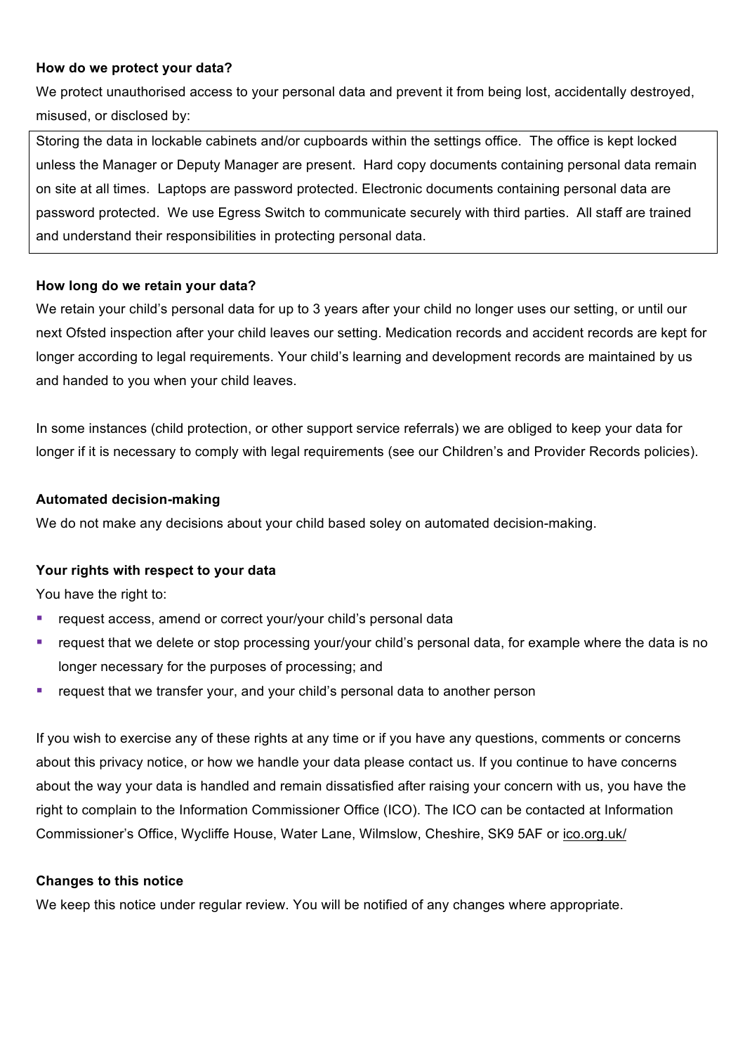**How do we protect your data?**

We protect unauthorised access to your personal data and prevent it from being lost, accidentally destroyed, misused, or disclosed by:

Storing the data in lockable cabinets and/or cupboards within the settings office. The office is kept locked unless the Manager or Deputy Manager are present. Hard copy documents containing personal data remain on site at all times. Laptops are password protected. Electronic documents containing personal data are password protected. We use Egress Switch to communicate securely with third parties. All staff are trained and understand their responsibilities in protecting personal data.

**How long do we retain your data?**

We retain your child's personal data for up to 3 years after your child no longer uses our setting, or until our next Ofsted inspection after your child leaves our setting. Medication records and accident records are kept for longer according to legal requirements. Your child's learning and development records are maintained by us and handed to you when your child leaves.

In some instances (child protection, or other support service referrals) we are obliged to keep your data for longer if it is necessary to comply with legal requirements (see our Children's and Provider Records policies).

**Automated decision-making**

We do not make any decisions about your child based soley on automated decision-making.

**Your rights with respect to your data**

You have the right to:

- request access, amend or correct your/your child's personal data
- request that we delete or stop processing your/your child's personal data, for example where the data is no longer necessary for the purposes of processing; and
- request that we transfer your, and your child's personal data to another person

If you wish to exercise any of these rights at any time or if you have any questions, comments or concerns about this privacy notice, or how we handle your data please contact us. If you continue to have concerns about the way your data is handled and remain dissatisfied after raising your concern with us, you have the right to complain to the Information Commissioner Office (ICO). The ICO can be contacted at Information Commissioner's Office, Wycliffe House, Water Lane, Wilmslow, Cheshire, SK9 5AF or ico.org.uk/

**Changes to this notice**

We keep this notice under regular review. You will be notified of any changes where appropriate.